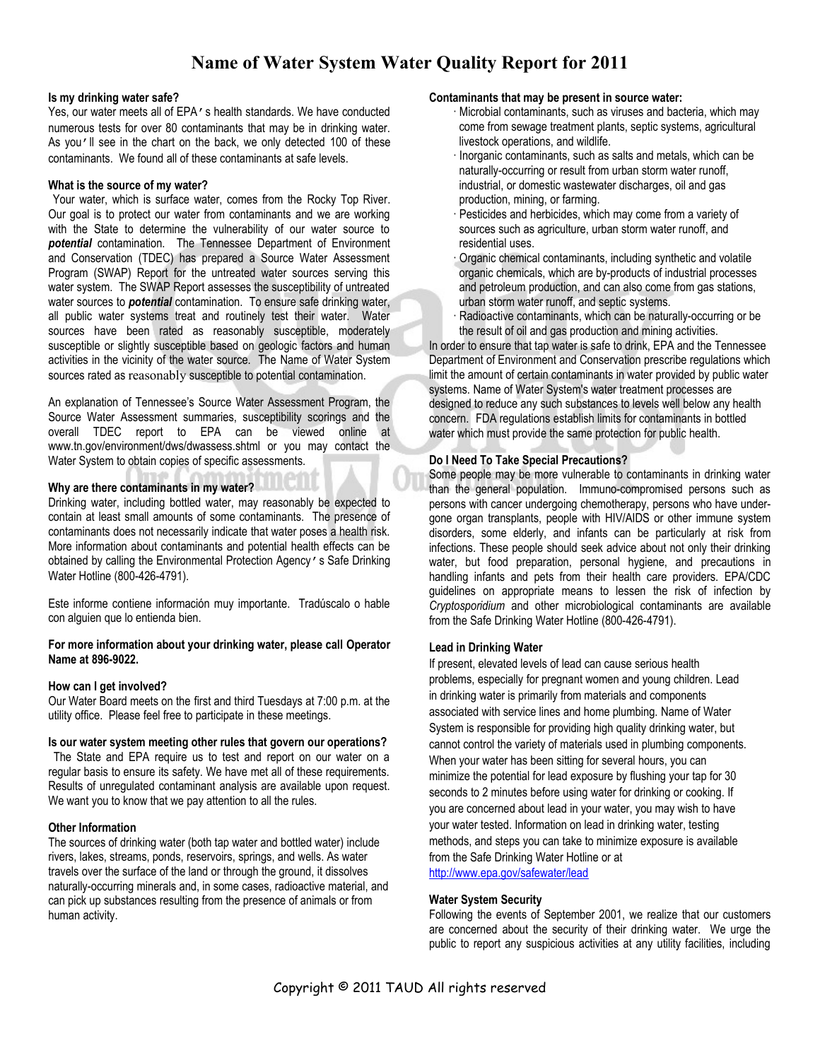# Name of Water System Water Quality Report for 2011

**Is my drinking water safe?**

Yes, our water meets all of EPA's health standards. We have conducted numerous tests for over 80 contaminants that may be in drinking water. As you'll see in the chart on the back, we only detected 100 of these contaminants. We found all of these contaminants at safe levels.

**What is the source of my water?**

Your water, which is surface water, comes from the Rocky Top River. Our goal is to protect our water from contaminants and we are working with the State to determine the vulnerability of our water source to ***potential*** contamination. The Tennessee Department of Environment and Conservation (TDEC) has prepared a Source Water Assessment Program (SWAP) Report for the untreated water sources serving this water system. The SWAP Report assesses the susceptibility of untreated water sources to ***potential*** contamination. To ensure safe drinking water, all public water systems treat and routinely test their water. Water sources have been rated as reasonably susceptible, moderately susceptible or slightly susceptible based on geologic factors and human activities in the vicinity of the water source. The Name of Water System sources rated as reasonably susceptible to potential contamination.

An explanation of Tennessee's Source Water Assessment Program, the Source Water Assessment summaries, susceptibility scorings and the overall TDEC report to EPA can be viewed online at www.tn.gov/environment/dws/dwassess.shtml or you may contact the Water System to obtain copies of specific assessments.

**Why are there contaminants in my water?**

Drinking water, including bottled water, may reasonably be expected to contain at least small amounts of some contaminants. The presence of contaminants does not necessarily indicate that water poses a health risk. More information about contaminants and potential health effects can be obtained by calling the Environmental Protection Agency's Safe Drinking Water Hotline (800-426-4791).

Este informe contiene información muy importante. Tradúscalo o hable con alguien que lo entienda bien.

**For more information about your drinking water, please call Operator Name at 896-9022.**

**How can I get involved?**

Our Water Board meets on the first and third Tuesdays at 7:00 p.m. at the utility office. Please feel free to participate in these meetings.

**Is our water system meeting other rules that govern our operations?**

The State and EPA require us to test and report on our water on a regular basis to ensure its safety. We have met all of these requirements. Results of unregulated contaminant analysis are available upon request. We want you to know that we pay attention to all the rules.

**Other Information**

The sources of drinking water (both tap water and bottled water) include rivers, lakes, streams, ponds, reservoirs, springs, and wells. As water travels over the surface of the land or through the ground, it dissolves naturally-occurring minerals and, in some cases, radioactive material, and can pick up substances resulting from the presence of animals or from human activity.

**Contaminants that may be present in source water:**

- Microbial contaminants, such as viruses and bacteria, which may come from sewage treatment plants, septic systems, agricultural livestock operations, and wildlife.
- Inorganic contaminants, such as salts and metals, which can be naturally-occurring or result from urban storm water runoff, industrial, or domestic wastewater discharges, oil and gas production, mining, or farming.
- Pesticides and herbicides, which may come from a variety of sources such as agriculture, urban storm water runoff, and residential uses.
- Organic chemical contaminants, including synthetic and volatile organic chemicals, which are by-products of industrial processes and petroleum production, and can also come from gas stations, urban storm water runoff, and septic systems.
- Radioactive contaminants, which can be naturally-occurring or be the result of oil and gas production and mining activities.

In order to ensure that tap water is safe to drink, EPA and the Tennessee Department of Environment and Conservation prescribe regulations which limit the amount of certain contaminants in water provided by public water systems. Name of Water System's water treatment processes are designed to reduce any such substances to levels well below any health concern. FDA regulations establish limits for contaminants in bottled water which must provide the same protection for public health.

**Do I Need To Take Special Precautions?**

Some people may be more vulnerable to contaminants in drinking water than the general population. Immuno-compromised persons such as persons with cancer undergoing chemotherapy, persons who have undergone organ transplants, people with HIV/AIDS or other immune system disorders, some elderly, and infants can be particularly at risk from infections. These people should seek advice about not only their drinking water, but food preparation, personal hygiene, and precautions in handling infants and pets from their health care providers. EPA/CDC guidelines on appropriate means to lessen the risk of infection by *Cryptosporidium* and other microbiological contaminants are available from the Safe Drinking Water Hotline (800-426-4791).

**Lead in Drinking Water**

If present, elevated levels of lead can cause serious health problems, especially for pregnant women and young children. Lead in drinking water is primarily from materials and components associated with service lines and home plumbing. Name of Water System is responsible for providing high quality drinking water, but cannot control the variety of materials used in plumbing components. When your water has been sitting for several hours, you can minimize the potential for lead exposure by flushing your tap for 30 seconds to 2 minutes before using water for drinking or cooking. If you are concerned about lead in your water, you may wish to have your water tested. Information on lead in drinking water, testing methods, and steps you can take to minimize exposure is available from the Safe Drinking Water Hotline or at http://www.epa.gov/safewater/lead

**Water System Security**

Following the events of September 2001, we realize that our customers are concerned about the security of their drinking water. We urge the public to report any suspicious activities at any utility facilities, including

Copyright © 2011 TAUD All rights reserved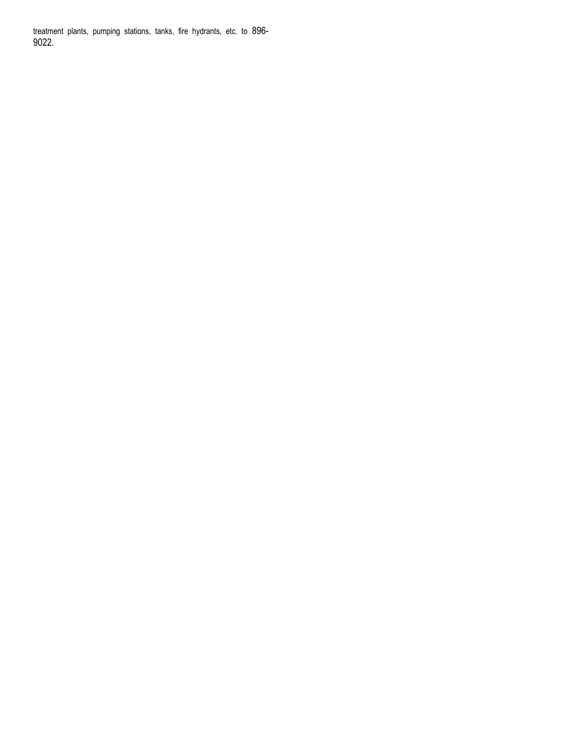treatment plants, pumping stations, tanks, fire hydrants, etc. to 896-9022.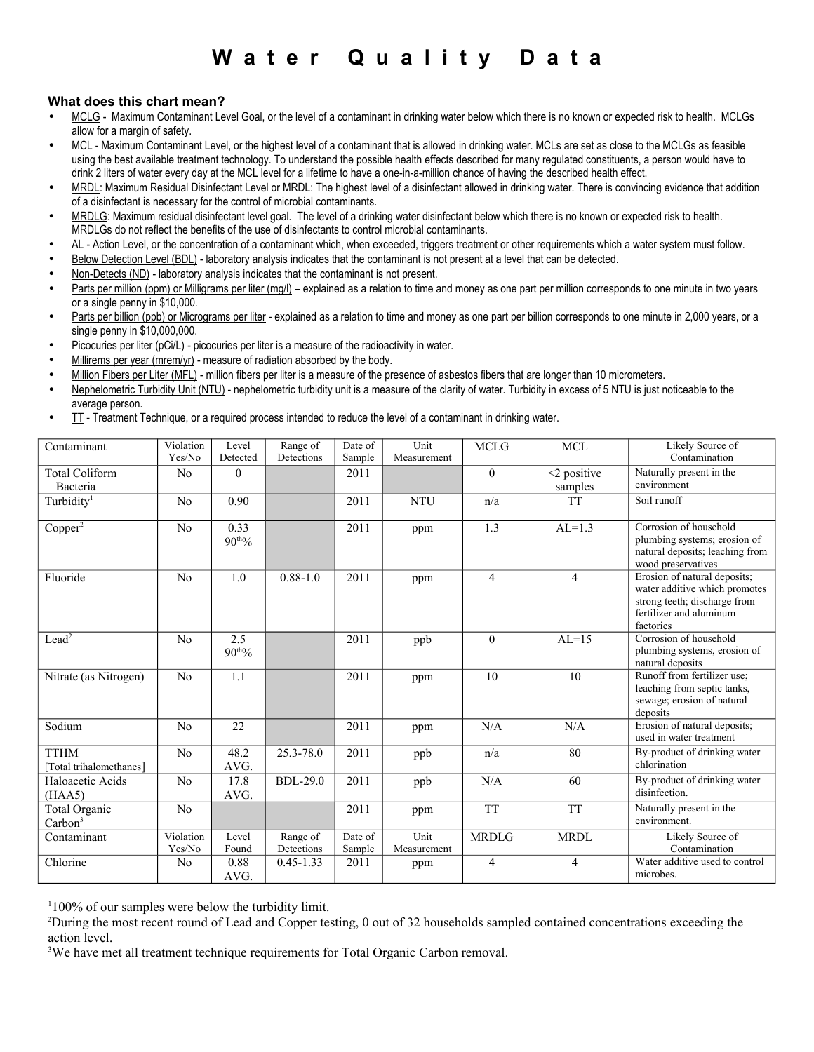# Water Quality Data

### What does this chart mean?

- MCLG - Maximum Contaminant Level Goal, or the level of a contaminant in drinking water below which there is no known or expected risk to health. MCLGs allow for a margin of safety.
- MCL - Maximum Contaminant Level, or the highest level of a contaminant that is allowed in drinking water. MCLs are set as close to the MCLGs as feasible using the best available treatment technology. To understand the possible health effects described for many regulated constituents, a person would have to drink 2 liters of water every day at the MCL level for a lifetime to have a one-in-a-million chance of having the described health effect.
- MRDL: Maximum Residual Disinfectant Level or MRDL: The highest level of a disinfectant allowed in drinking water. There is convincing evidence that addition of a disinfectant is necessary for the control of microbial contaminants.
- MRDLG: Maximum residual disinfectant level goal. The level of a drinking water disinfectant below which there is no known or expected risk to health. MRDLGs do not reflect the benefits of the use of disinfectants to control microbial contaminants.
- AL - Action Level, or the concentration of a contaminant which, when exceeded, triggers treatment or other requirements which a water system must follow.
- Below Detection Level (BDL) - laboratory analysis indicates that the contaminant is not present at a level that can be detected.
- Non-Detects (ND) - laboratory analysis indicates that the contaminant is not present.
- Parts per million (ppm) or Milligrams per liter (mg/l) – explained as a relation to time and money as one part per million corresponds to one minute in two years or a single penny in $10,000.
- Parts per billion (ppb) or Micrograms per liter - explained as a relation to time and money as one part per billion corresponds to one minute in 2,000 years, or a single penny in $10,000,000.
- Picocuries per liter (pCi/L) - picocuries per liter is a measure of the radioactivity in water.
- Millirems per year (mrem/yr) - measure of radiation absorbed by the body.
- Million Fibers per Liter (MFL) - million fibers per liter is a measure of the presence of asbestos fibers that are longer than 10 micrometers.
- Nephelometric Turbidity Unit (NTU) - nephelometric turbidity unit is a measure of the clarity of water. Turbidity in excess of 5 NTU is just noticeable to the average person.
- TT - Treatment Technique, or a required process intended to reduce the level of a contaminant in drinking water.

| Contaminant | Violation Yes/No | Level Detected | Range of Detections | Date of Sample | Unit Measurement | MCLG | MCL | Likely Source of Contamination |
|---|---|---|---|---|---|---|---|---|
| Total Coliform Bacteria | No | 0 | | 2011 | | 0 | <2 positive samples | Naturally present in the environment |
| Turbidity[1] | No | 0.90 | | 2011 | NTU | n/a | TT | Soil runoff |
| Copper[2] | No | 0.33 90th% | | 2011 | ppm | 1.3 | AL=1.3 | Corrosion of household plumbing systems; erosion of natural deposits; leaching from wood preservatives |
| Fluoride | No | 1.0 | 0.88-1.0 | 2011 | ppm | 4 | 4 | Erosion of natural deposits; water additive which promotes strong teeth; discharge from fertilizer and aluminum factories |
| Lead[2] | No | 2.5 90th% | | 2011 | ppb | 0 | AL=15 | Corrosion of household plumbing systems, erosion of natural deposits |
| Nitrate (as Nitrogen) | No | 1.1 | | 2011 | ppm | 10 | 10 | Runoff from fertilizer use; leaching from septic tanks, sewage; erosion of natural deposits |
| Sodium | No | 22 | | 2011 | ppm | N/A | N/A | Erosion of natural deposits; used in water treatment |
| TTHM [Total trihalomethanes] | No | 48.2 AVG. | 25.3-78.0 | 2011 | ppb | n/a | 80 | By-product of drinking water chlorination |
| Haloacetic Acids (HAA5) | No | 17.8 AVG. | BDL-29.0 | 2011 | ppb | N/A | 60 | By-product of drinking water disinfection. |
| Total Organic Carbon[3] | No | | | 2011 | ppm | TT | TT | Naturally present in the environment. |
| Contaminant | Violation Yes/No | Level Found | Range of Detections | Date of Sample | Unit Measurement | MRDLG | MRDL | Likely Source of Contamination |
| Chlorine | No | 0.88 AVG. | 0.45-1.33 | 2011 | ppm | 4 | 4 | Water additive used to control microbes. |

[1]100% of our samples were below the turbidity limit.

[2]During the most recent round of Lead and Copper testing, 0 out of 32 households sampled contained concentrations exceeding the action level.

[3]We have met all treatment technique requirements for Total Organic Carbon removal.